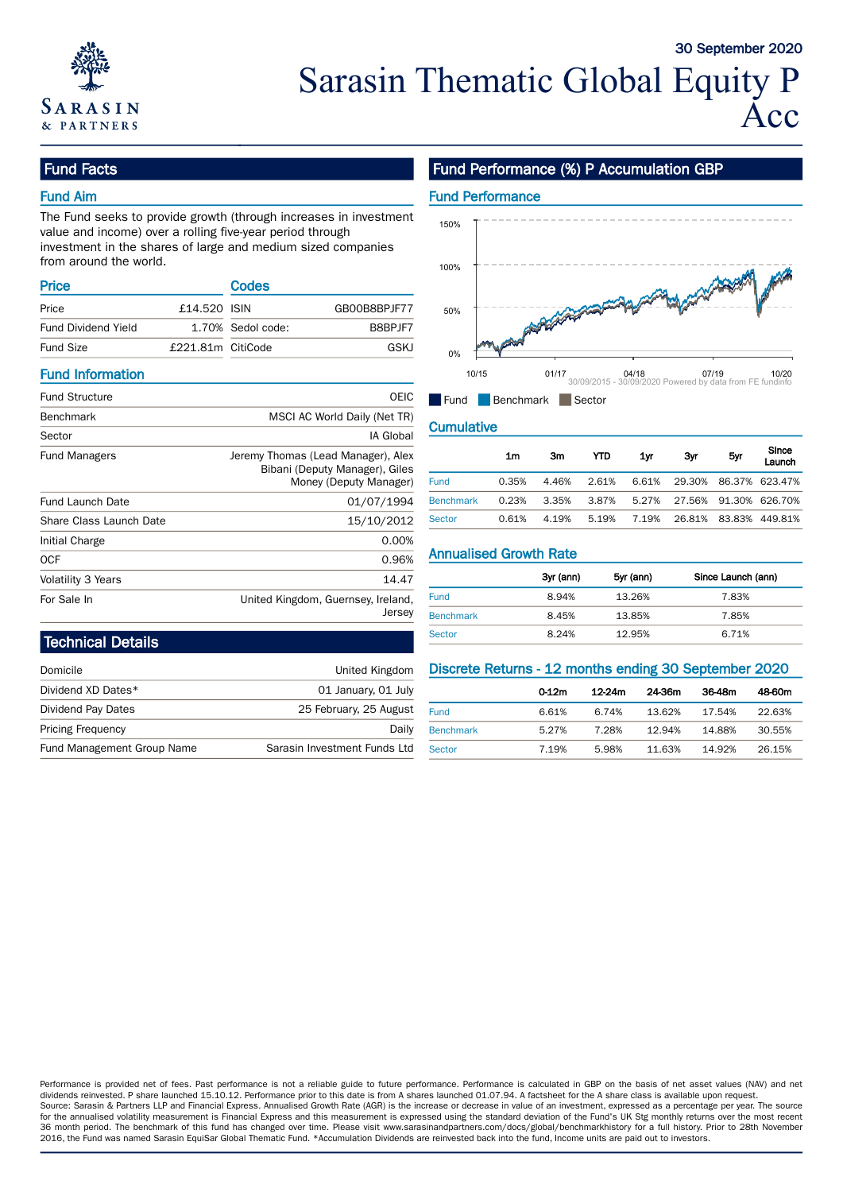30 September 2020

# Sarasin Thematic Global Equity P Acc

## Fund Facts

### Fund Aim

The Fund seeks to provide growth (through increases in investment value and income) over a rolling five-year period through investment in the shares of large and medium sized companies from around the world.

### Price

| | |
|---|---|
| Price | £14.520 |
| Fund Dividend Yield | 1.70% |
| Fund Size | £221.81m |

### Codes

| | |
|---|---|
| ISIN | GB00B8BPJF77 |
| Sedol code: | B8BPJF7 |
| CitiCode | GSKJ |

### Fund Information

| | |
|---|---|
| Fund Structure | OEIC |
| Benchmark | MSCI AC World Daily (Net TR) |
| Sector | IA Global |
| Fund Managers | Jeremy Thomas (Lead Manager), Alex Bibani (Deputy Manager), Giles Money (Deputy Manager) |
| Fund Launch Date | 01/07/1994 |
| Share Class Launch Date | 15/10/2012 |
| Initial Charge | 0.00% |
| OCF | 0.96% |
| Volatility 3 Years | 14.47 |
| For Sale In | United Kingdom, Guernsey, Ireland, Jersey |

## Technical Details

| | |
|---|---|
| Domicile | United Kingdom |
| Dividend XD Dates* | 01 January, 01 July |
| Dividend Pay Dates | 25 February, 25 August |
| Pricing Frequency | Daily |
| Fund Management Group Name | Sarasin Investment Funds Ltd |

## Fund Performance (%) P Accumulation GBP

### Fund Performance

30/09/2015 - 30/09/2020 Powered by data from FE fundinfo

Fund / Benchmark / Sector

### Cumulative

| | 1m | 3m | YTD | 1yr | 3yr | 5yr | Since Launch |
|---|---|---|---|---|---|---|---|
| Fund | 0.35% | 4.46% | 2.61% | 6.61% | 29.30% | 86.37% | 623.47% |
| Benchmark | 0.23% | 3.35% | 3.87% | 5.27% | 27.56% | 91.30% | 626.70% |
| Sector | 0.61% | 4.19% | 5.19% | 7.19% | 26.81% | 83.83% | 449.81% |

### Annualised Growth Rate

| | 3yr (ann) | 5yr (ann) | Since Launch (ann) |
|---|---|---|---|
| Fund | 8.94% | 13.26% | 7.83% |
| Benchmark | 8.45% | 13.85% | 7.85% |
| Sector | 8.24% | 12.95% | 6.71% |

### Discrete Returns - 12 months ending 30 September 2020

| | 0-12m | 12-24m | 24-36m | 36-48m | 48-60m |
|---|---|---|---|---|---|
| Fund | 6.61% | 6.74% | 13.62% | 17.54% | 22.63% |
| Benchmark | 5.27% | 7.28% | 12.94% | 14.88% | 30.55% |
| Sector | 7.19% | 5.98% | 11.63% | 14.92% | 26.15% |

Performance is provided net of fees. Past performance is not a reliable guide to future performance. Performance is calculated in GBP on the basis of net asset values (NAV) and net dividends reinvested. P share launched 15.10.12. Performance prior to this date is from A shares launched 01.07.94. A factsheet for the A share class is available upon request.
Source: Sarasin & Partners LLP and Financial Express. Annualised Growth Rate (AGR) is the increase or decrease in value of an investment, expressed as a percentage per year. The source for the annualised volatility measurement is Financial Express and this measurement is expressed using the standard deviation of the Fund's UK Stg monthly returns over the most recent 36 month period. The benchmark of this fund has changed over time. Please visit www.sarasinandpartners.com/docs/global/benchmarkhistory for a full history. Prior to 28th November 2016, the Fund was named Sarasin EquiSar Global Thematic Fund. *Accumulation Dividends are reinvested back into the fund, Income units are paid out to investors.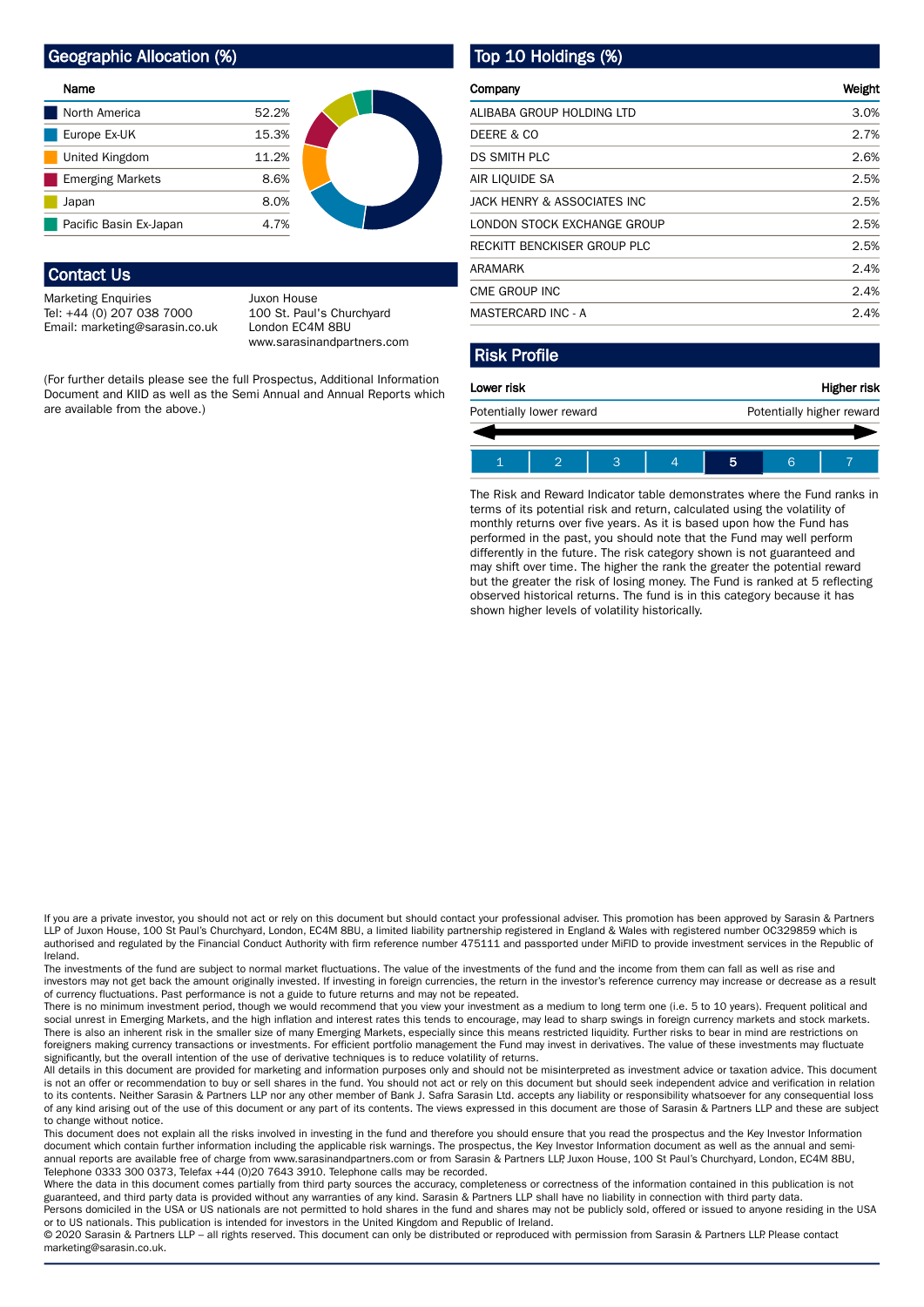## Geographic Allocation (%)

| Name | |
|---|---|
| North America | 52.2% |
| Europe Ex-UK | 15.3% |
| United Kingdom | 11.2% |
| Emerging Markets | 8.6% |
| Japan | 8.0% |
| Pacific Basin Ex-Japan | 4.7% |

## Top 10 Holdings (%)

| Company | Weight |
|---|---|
| ALIBABA GROUP HOLDING LTD | 3.0% |
| DEERE & CO | 2.7% |
| DS SMITH PLC | 2.6% |
| AIR LIQUIDE SA | 2.5% |
| JACK HENRY & ASSOCIATES INC | 2.5% |
| LONDON STOCK EXCHANGE GROUP | 2.5% |
| RECKITT BENCKISER GROUP PLC | 2.5% |
| ARAMARK | 2.4% |
| CME GROUP INC | 2.4% |
| MASTERCARD INC - A | 2.4% |

## Contact Us

Marketing Enquiries
Tel: +44 (0) 207 038 7000
Email: marketing@sarasin.co.uk

Juxon House
100 St. Paul's Churchyard
London EC4M 8BU
www.sarasinandpartners.com

(For further details please see the full Prospectus, Additional Information Document and KIID as well as the Semi Annual and Annual Reports which are available from the above.)

## Risk Profile

**Lower risk** — **Higher risk**

Potentially lower reward — Potentially higher reward

| 1 | 2 | 3 | 4 | **5** | 6 | 7 |
|---|---|---|---|---|---|---|

The Risk and Reward Indicator table demonstrates where the Fund ranks in terms of its potential risk and return, calculated using the volatility of monthly returns over five years. As it is based upon how the Fund has performed in the past, you should note that the Fund may well perform differently in the future. The risk category shown is not guaranteed and may shift over time. The higher the rank the greater the potential reward but the greater the risk of losing money. The Fund is ranked at 5 reflecting observed historical returns. The fund is in this category because it has shown higher levels of volatility historically.

If you are a private investor, you should not act or rely on this document but should contact your professional adviser. This promotion has been approved by Sarasin & Partners LLP of Juxon House, 100 St Paul's Churchyard, London, EC4M 8BU, a limited liability partnership registered in England & Wales with registered number OC329859 which is authorised and regulated by the Financial Conduct Authority with firm reference number 475111 and passported under MiFID to provide investment services in the Republic of Ireland.

The investments of the fund are subject to normal market fluctuations. The value of the investments of the fund and the income from them can fall as well as rise and investors may not get back the amount originally invested. If investing in foreign currencies, the return in the investor's reference currency may increase or decrease as a result of currency fluctuations. Past performance is not a guide to future returns and may not be repeated.

There is no minimum investment period, though we would recommend that you view your investment as a medium to long term one (i.e. 5 to 10 years). Frequent political and social unrest in Emerging Markets, and the high inflation and interest rates this tends to encourage, may lead to sharp swings in foreign currency markets and stock markets. There is also an inherent risk in the smaller size of many Emerging Markets, especially since this means restricted liquidity. Further risks to bear in mind are restrictions on foreigners making currency transactions or investments. For efficient portfolio management the Fund may invest in derivatives. The value of these investments may fluctuate significantly, but the overall intention of the use of derivative techniques is to reduce volatility of returns.

All details in this document are provided for marketing and information purposes only and should not be misinterpreted as investment advice or taxation advice. This document is not an offer or recommendation to buy or sell shares in the fund. You should not act or rely on this document but should seek independent advice and verification in relation to its contents. Neither Sarasin & Partners LLP nor any other member of Bank J. Safra Sarasin Ltd. accepts any liability or responsibility whatsoever for any consequential loss of any kind arising out of the use of this document or any part of its contents. The views expressed in this document are those of Sarasin & Partners LLP and these are subject to change without notice.

This document does not explain all the risks involved in investing in the fund and therefore you should ensure that you read the prospectus and the Key Investor Information document which contain further information including the applicable risk warnings. The prospectus, the Key Investor Information document as well as the annual and semi-annual reports are available free of charge from www.sarasinandpartners.com or from Sarasin & Partners LLP, Juxon House, 100 St Paul's Churchyard, London, EC4M 8BU, Telephone 0333 300 0373, Telefax +44 (0)20 7643 3910. Telephone calls may be recorded.

Where the data in this document comes partially from third party sources the accuracy, completeness or correctness of the information contained in this publication is not guaranteed, and third party data is provided without any warranties of any kind. Sarasin & Partners LLP shall have no liability in connection with third party data.

Persons domiciled in the USA or US nationals are not permitted to hold shares in the fund and shares may not be publicly sold, offered or issued to anyone residing in the USA or to US nationals. This publication is intended for investors in the United Kingdom and Republic of Ireland.

© 2020 Sarasin & Partners LLP – all rights reserved. This document can only be distributed or reproduced with permission from Sarasin & Partners LLP. Please contact marketing@sarasin.co.uk.